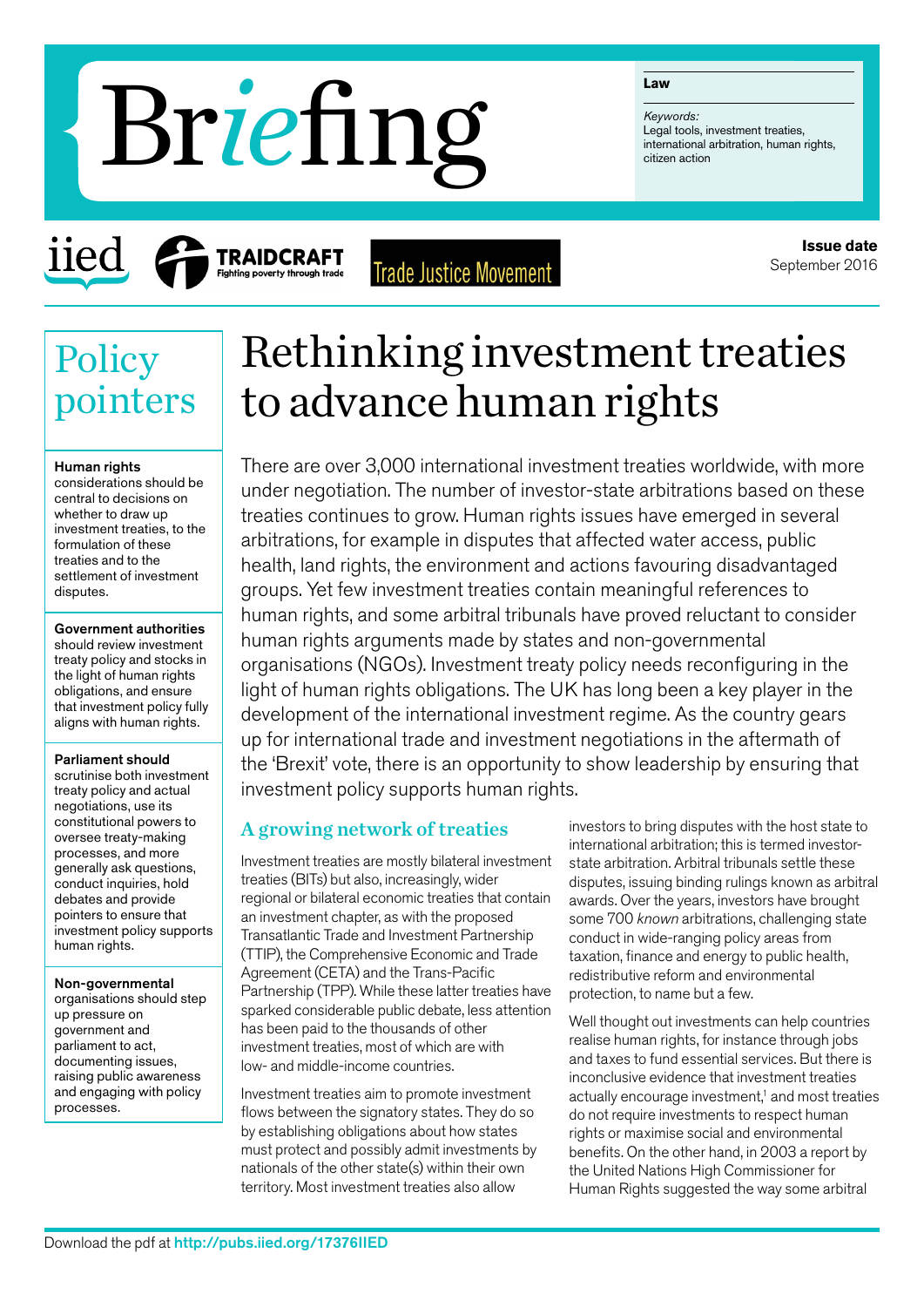# Briefing

**Law**

*Keywords:*
Legal tools, investment treaties, international arbitration, human rights, citizen action

iied | TRAIDCRAFT Fighting poverty through trade | Trade Justice Movement

**Issue date**
September 2016

## Policy pointers

**Human rights** considerations should be central to decisions on whether to draw up investment treaties, to the formulation of these treaties and to the settlement of investment disputes.

**Government authorities** should review investment treaty policy and stocks in the light of human rights obligations, and ensure that investment policy fully aligns with human rights.

**Parliament should** scrutinise both investment treaty policy and actual negotiations, use its constitutional powers to oversee treaty-making processes, and more generally ask questions, conduct inquiries, hold debates and provide pointers to ensure that investment policy supports human rights.

**Non-governmental** organisations should step up pressure on government and parliament to act, documenting issues, raising public awareness and engaging with policy processes.

# Rethinking investment treaties to advance human rights

There are over 3,000 international investment treaties worldwide, with more under negotiation. The number of investor-state arbitrations based on these treaties continues to grow. Human rights issues have emerged in several arbitrations, for example in disputes that affected water access, public health, land rights, the environment and actions favouring disadvantaged groups. Yet few investment treaties contain meaningful references to human rights, and some arbitral tribunals have proved reluctant to consider human rights arguments made by states and non-governmental organisations (NGOs). Investment treaty policy needs reconfiguring in the light of human rights obligations. The UK has long been a key player in the development of the international investment regime. As the country gears up for international trade and investment negotiations in the aftermath of the 'Brexit' vote, there is an opportunity to show leadership by ensuring that investment policy supports human rights.

## A growing network of treaties

Investment treaties are mostly bilateral investment treaties (BITs) but also, increasingly, wider regional or bilateral economic treaties that contain an investment chapter, as with the proposed Transatlantic Trade and Investment Partnership (TTIP), the Comprehensive Economic and Trade Agreement (CETA) and the Trans-Pacific Partnership (TPP). While these latter treaties have sparked considerable public debate, less attention has been paid to the thousands of other investment treaties, most of which are with low- and middle-income countries.

Investment treaties aim to promote investment flows between the signatory states. They do so by establishing obligations about how states must protect and possibly admit investments by nationals of the other state(s) within their own territory. Most investment treaties also allow investors to bring disputes with the host state to international arbitration; this is termed investor-state arbitration. Arbitral tribunals settle these disputes, issuing binding rulings known as arbitral awards. Over the years, investors have brought some 700 *known* arbitrations, challenging state conduct in wide-ranging policy areas from taxation, finance and energy to public health, redistributive reform and environmental protection, to name but a few.

Well thought out investments can help countries realise human rights, for instance through jobs and taxes to fund essential services. But there is inconclusive evidence that investment treaties actually encourage investment,[1] and most treaties do not require investments to respect human rights or maximise social and environmental benefits. On the other hand, in 2003 a report by the United Nations High Commissioner for Human Rights suggested the way some arbitral

Download the pdf at http://pubs.iied.org/17376IIED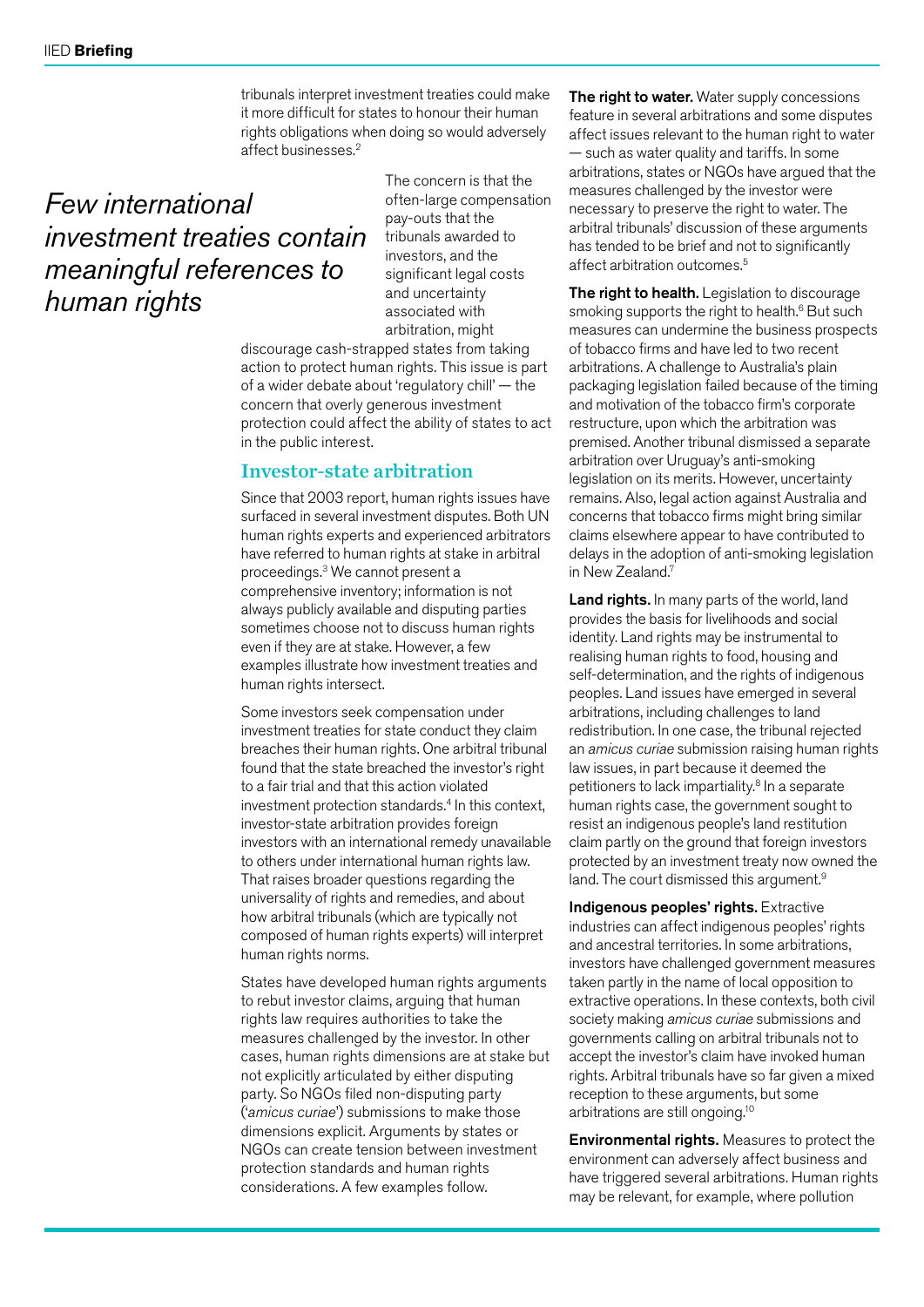tribunals interpret investment treaties could make it more difficult for states to honour their human rights obligations when doing so would adversely affect businesses.[2]

*Few international investment treaties contain meaningful references to human rights*

The concern is that the often-large compensation pay-outs that the tribunals awarded to investors, and the significant legal costs and uncertainty associated with arbitration, might discourage cash-strapped states from taking action to protect human rights. This issue is part of a wider debate about 'regulatory chill' — the concern that overly generous investment protection could affect the ability of states to act in the public interest.

## Investor-state arbitration

Since that 2003 report, human rights issues have surfaced in several investment disputes. Both UN human rights experts and experienced arbitrators have referred to human rights at stake in arbitral proceedings.[3] We cannot present a comprehensive inventory; information is not always publicly available and disputing parties sometimes choose not to discuss human rights even if they are at stake. However, a few examples illustrate how investment treaties and human rights intersect.

Some investors seek compensation under investment treaties for state conduct they claim breaches their human rights. One arbitral tribunal found that the state breached the investor's right to a fair trial and that this action violated investment protection standards.[4] In this context, investor-state arbitration provides foreign investors with an international remedy unavailable to others under international human rights law. That raises broader questions regarding the universality of rights and remedies, and about how arbitral tribunals (which are typically not composed of human rights experts) will interpret human rights norms.

States have developed human rights arguments to rebut investor claims, arguing that human rights law requires authorities to take the measures challenged by the investor. In other cases, human rights dimensions are at stake but not explicitly articulated by either disputing party. So NGOs filed non-disputing party ('*amicus curiae*') submissions to make those dimensions explicit. Arguments by states or NGOs can create tension between investment protection standards and human rights considerations. A few examples follow.

**The right to water.** Water supply concessions feature in several arbitrations and some disputes affect issues relevant to the human right to water — such as water quality and tariffs. In some arbitrations, states or NGOs have argued that the measures challenged by the investor were necessary to preserve the right to water. The arbitral tribunals' discussion of these arguments has tended to be brief and not to significantly affect arbitration outcomes.[5]

**The right to health.** Legislation to discourage smoking supports the right to health.[6] But such measures can undermine the business prospects of tobacco firms and have led to two recent arbitrations. A challenge to Australia's plain packaging legislation failed because of the timing and motivation of the tobacco firm's corporate restructure, upon which the arbitration was premised. Another tribunal dismissed a separate arbitration over Uruguay's anti-smoking legislation on its merits. However, uncertainty remains. Also, legal action against Australia and concerns that tobacco firms might bring similar claims elsewhere appear to have contributed to delays in the adoption of anti-smoking legislation in New Zealand.[7]

**Land rights.** In many parts of the world, land provides the basis for livelihoods and social identity. Land rights may be instrumental to realising human rights to food, housing and self-determination, and the rights of indigenous peoples. Land issues have emerged in several arbitrations, including challenges to land redistribution. In one case, the tribunal rejected an *amicus curiae* submission raising human rights law issues, in part because it deemed the petitioners to lack impartiality.[8] In a separate human rights case, the government sought to resist an indigenous people's land restitution claim partly on the ground that foreign investors protected by an investment treaty now owned the land. The court dismissed this argument.[9]

**Indigenous peoples' rights.** Extractive industries can affect indigenous peoples' rights and ancestral territories. In some arbitrations, investors have challenged government measures taken partly in the name of local opposition to extractive operations. In these contexts, both civil society making *amicus curiae* submissions and governments calling on arbitral tribunals not to accept the investor's claim have invoked human rights. Arbitral tribunals have so far given a mixed reception to these arguments, but some arbitrations are still ongoing.[10]

**Environmental rights.** Measures to protect the environment can adversely affect business and have triggered several arbitrations. Human rights may be relevant, for example, where pollution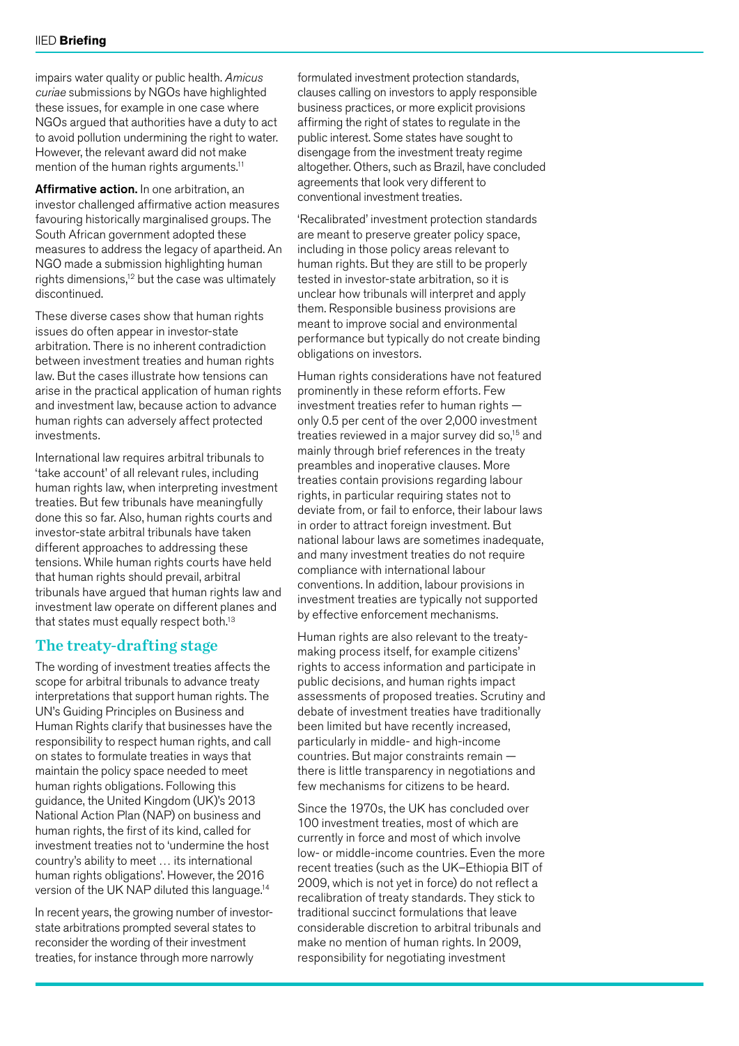impairs water quality or public health. *Amicus curiae* submissions by NGOs have highlighted these issues, for example in one case where NGOs argued that authorities have a duty to act to avoid pollution undermining the right to water. However, the relevant award did not make mention of the human rights arguments.[11]

**Affirmative action.** In one arbitration, an investor challenged affirmative action measures favouring historically marginalised groups. The South African government adopted these measures to address the legacy of apartheid. An NGO made a submission highlighting human rights dimensions,[12] but the case was ultimately discontinued.

These diverse cases show that human rights issues do often appear in investor-state arbitration. There is no inherent contradiction between investment treaties and human rights law. But the cases illustrate how tensions can arise in the practical application of human rights and investment law, because action to advance human rights can adversely affect protected investments.

International law requires arbitral tribunals to 'take account' of all relevant rules, including human rights law, when interpreting investment treaties. But few tribunals have meaningfully done this so far. Also, human rights courts and investor-state arbitral tribunals have taken different approaches to addressing these tensions. While human rights courts have held that human rights should prevail, arbitral tribunals have argued that human rights law and investment law operate on different planes and that states must equally respect both.[13]

## The treaty-drafting stage

The wording of investment treaties affects the scope for arbitral tribunals to advance treaty interpretations that support human rights. The UN's Guiding Principles on Business and Human Rights clarify that businesses have the responsibility to respect human rights, and call on states to formulate treaties in ways that maintain the policy space needed to meet human rights obligations. Following this guidance, the United Kingdom (UK)'s 2013 National Action Plan (NAP) on business and human rights, the first of its kind, called for investment treaties not to 'undermine the host country's ability to meet … its international human rights obligations'. However, the 2016 version of the UK NAP diluted this language.[14]

In recent years, the growing number of investor-state arbitrations prompted several states to reconsider the wording of their investment treaties, for instance through more narrowly formulated investment protection standards, clauses calling on investors to apply responsible business practices, or more explicit provisions affirming the right of states to regulate in the public interest. Some states have sought to disengage from the investment treaty regime altogether. Others, such as Brazil, have concluded agreements that look very different to conventional investment treaties.

'Recalibrated' investment protection standards are meant to preserve greater policy space, including in those policy areas relevant to human rights. But they are still to be properly tested in investor-state arbitration, so it is unclear how tribunals will interpret and apply them. Responsible business provisions are meant to improve social and environmental performance but typically do not create binding obligations on investors.

Human rights considerations have not featured prominently in these reform efforts. Few investment treaties refer to human rights — only 0.5 per cent of the over 2,000 investment treaties reviewed in a major survey did so,[15] and mainly through brief references in the treaty preambles and inoperative clauses. More treaties contain provisions regarding labour rights, in particular requiring states not to deviate from, or fail to enforce, their labour laws in order to attract foreign investment. But national labour laws are sometimes inadequate, and many investment treaties do not require compliance with international labour conventions. In addition, labour provisions in investment treaties are typically not supported by effective enforcement mechanisms.

Human rights are also relevant to the treaty-making process itself, for example citizens' rights to access information and participate in public decisions, and human rights impact assessments of proposed treaties. Scrutiny and debate of investment treaties have traditionally been limited but have recently increased, particularly in middle- and high-income countries. But major constraints remain — there is little transparency in negotiations and few mechanisms for citizens to be heard.

Since the 1970s, the UK has concluded over 100 investment treaties, most of which are currently in force and most of which involve low- or middle-income countries. Even the more recent treaties (such as the UK–Ethiopia BIT of 2009, which is not yet in force) do not reflect a recalibration of treaty standards. They stick to traditional succinct formulations that leave considerable discretion to arbitral tribunals and make no mention of human rights. In 2009, responsibility for negotiating investment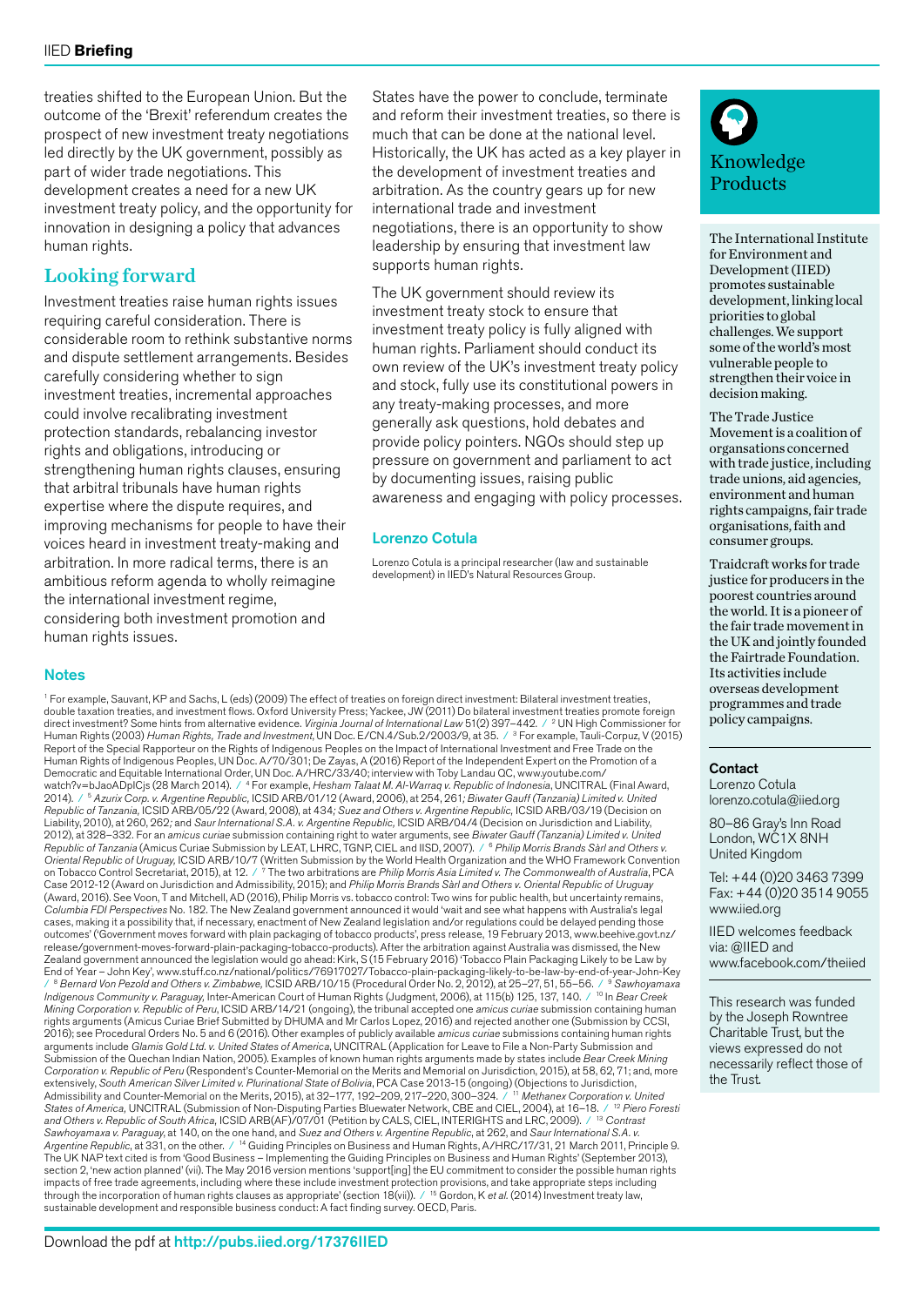treaties shifted to the European Union. But the outcome of the 'Brexit' referendum creates the prospect of new investment treaty negotiations led directly by the UK government, possibly as part of wider trade negotiations. This development creates a need for a new UK investment treaty policy, and the opportunity for innovation in designing a policy that advances human rights.

## Looking forward

Investment treaties raise human rights issues requiring careful consideration. There is considerable room to rethink substantive norms and dispute settlement arrangements. Besides carefully considering whether to sign investment treaties, incremental approaches could involve recalibrating investment protection standards, rebalancing investor rights and obligations, introducing or strengthening human rights clauses, ensuring that arbitral tribunals have human rights expertise where the dispute requires, and improving mechanisms for people to have their voices heard in investment treaty-making and arbitration. In more radical terms, there is an ambitious reform agenda to wholly reimagine the international investment regime, considering both investment promotion and human rights issues.

States have the power to conclude, terminate and reform their investment treaties, so there is much that can be done at the national level. Historically, the UK has acted as a key player in the development of investment treaties and arbitration. As the country gears up for new international trade and investment negotiations, there is an opportunity to show leadership by ensuring that investment law supports human rights.

The UK government should review its investment treaty stock to ensure that investment treaty policy is fully aligned with human rights. Parliament should conduct its own review of the UK's investment treaty policy and stock, fully use its constitutional powers in any treaty-making processes, and more generally ask questions, hold debates and provide policy pointers. NGOs should step up pressure on government and parliament to act by documenting issues, raising public awareness and engaging with policy processes.

**Lorenzo Cotula**

Lorenzo Cotula is a principal researcher (law and sustainable development) in IIED's Natural Resources Group.

## Notes

[1] For example, Sauvant, KP and Sachs, L (eds) (2009) The effect of treaties on foreign direct investment: Bilateral investment treaties, double taxation treaties, and investment flows. Oxford University Press; Yackee, JW (2011) Do bilateral investment treaties promote foreign direct investment? Some hints from alternative evidence. *Virginia Journal of International Law* 51(2) 397–442. / [2] UN High Commissioner for Human Rights (2003) *Human Rights, Trade and Investment*, UN Doc. E/CN.4/Sub.2/2003/9, at 35. / [3] For example, Tauli-Corpuz, V (2015) Report of the Special Rapporteur on the Rights of Indigenous Peoples on the Impact of International Investment and Free Trade on the Human Rights of Indigenous Peoples, UN Doc. A/70/301; De Zayas, A (2016) Report of the Independent Expert on the Promotion of a Democratic and Equitable International Order, UN Doc. A/HRC/33/40; interview with Toby Landau QC, www.youtube.com/watch?v=bJaoADplCjs (28 March 2014). / [4] For example, *Hesham Talaat M. Al-Warraq v. Republic of Indonesia*, UNCITRAL (Final Award, 2014). / [5] *Azurix Corp. v. Argentine Republic*, ICSID ARB/01/12 (Award, 2006), at 254, 261*; Biwater Gauff (Tanzania) Limited v. United Republic of Tanzania,* ICSID ARB/05/22 (Award, 2008), at 434*; Suez and Others v. Argentine Republic*, ICSID ARB/03/19 (Decision on Liability, 2010), at 260, 262*;* and *Saur International S.A. v. Argentine Republic,* ICSID ARB/04/4 (Decision on Jurisdiction and Liability, 2012), at 328–332. For an *amicus curiae* submission containing right to water arguments, see *Biwater Gauff (Tanzania) Limited v. United Republic of Tanzania* (Amicus Curiae Submission by LEAT, LHRC, TGNP, CIEL and IISD, 2007). / [6] *Philip Morris Brands Sàrl and Others v. Oriental Republic of Uruguay,* ICSID ARB/10/7 (Written Submission by the World Health Organization and the WHO Framework Convention on Tobacco Control Secretariat, 2015), at 12. / [7] The two arbitrations are *Philip Morris Asia Limited v. The Commonwealth of Australia*, PCA Case 2012-12 (Award on Jurisdiction and Admissibility, 2015); and *Philip Morris Brands Sàrl and Others v. Oriental Republic of Uruguay* (Award, 2016). See Voon, T and Mitchell, AD (2016), Philip Morris vs. tobacco control: Two wins for public health, but uncertainty remains, *Columbia FDI Perspectives* No. 182. The New Zealand government announced it would 'wait and see what happens with Australia's legal cases, making it a possibility that, if necessary, enactment of New Zealand legislation and/or regulations could be delayed pending those outcomes' ('Government moves forward with plain packaging of tobacco products', press release, 19 February 2013, www.beehive.govt.nz/release/government-moves-forward-plain-packaging-tobacco-products). After the arbitration against Australia was dismissed, the New Zealand government announced the legislation would go ahead: Kirk, S (15 February 2016) 'Tobacco Plain Packaging Likely to be Law by End of Year – John Key', www.stuff.co.nz/national/politics/76917027/Tobacco-plain-packaging-likely-to-be-law-by-end-of-year-John-Key / [8] *Bernard Von Pezold and Others v. Zimbabwe,* ICSID ARB/10/15 (Procedural Order No. 2, 2012), at 25–27, 51, 55–56. / [9] *Sawhoyamaxa Indigenous Community v. Paraguay,* Inter-American Court of Human Rights (Judgment, 2006), at 115(b) 125, 137, 140. / [10] In *Bear Creek Mining Corporation v. Republic of Peru*, ICSID ARB/14/21 (ongoing), the tribunal accepted one *amicus curiae* submission containing human rights arguments (Amicus Curiae Brief Submitted by DHUMA and Mr Carlos Lopez, 2016) and rejected another one (Submission by CCSI, 2016); see Procedural Orders No. 5 and 6 (2016). Other examples of publicly available *amicus curiae* submissions containing human rights arguments include *Glamis Gold Ltd. v. United States of America*, UNCITRAL (Application for Leave to File a Non-Party Submission and Submission of the Quechan Indian Nation, 2005). Examples of known human rights arguments made by states include *Bear Creek Mining Corporation v. Republic of Peru* (Respondent's Counter-Memorial on the Merits and Memorial on Jurisdiction, 2015), at 58, 62, 71; and, more extensively, *South American Silver Limited v. Plurinational State of Bolivia*, PCA Case 2013-15 (ongoing) (Objections to Jurisdiction, Admissibility and Counter-Memorial on the Merits, 2015), at 32–177, 192–209, 217–220, 300–324. / [11] *Methanex Corporation v. United States of America,* UNCITRAL (Submission of Non-Disputing Parties Bluewater Network, CBE and CIEL, 2004), at 16–18. / [12] *Piero Foresti and Others v. Republic of South Africa*, ICSID ARB(AF)/07/01 (Petition by CALS, CIEL, INTERIGHTS and LRC, 2009). / [13] Contrast *Sawhoyamaxa v. Paraguay*, at 140, on the one hand, and *Suez and Others v. Argentine Republic*, at 262, and *Saur International S.A. v. Argentine Republic*, at 331, on the other. / [14] Guiding Principles on Business and Human Rights, A/HRC/17/31, 21 March 2011, Principle 9. The UK NAP text cited is from 'Good Business – Implementing the Guiding Principles on Business and Human Rights' (September 2013), section 2, 'new action planned' (vii). The May 2016 version mentions 'support[ing] the EU commitment to consider the possible human rights impacts of free trade agreements, including where these include investment protection provisions, and take appropriate steps including through the incorporation of human rights clauses as appropriate' (section 18(vii)). / [15] Gordon, K *et al.* (2014) Investment treaty law, sustainable development and responsible business conduct: A fact finding survey. OECD, Paris.

## Knowledge Products

The International Institute for Environment and Development (IIED) promotes sustainable development, linking local priorities to global challenges. We support some of the world's most vulnerable people to strengthen their voice in decision making.

The Trade Justice Movement is a coalition of organsations concerned with trade justice, including trade unions, aid agencies, environment and human rights campaigns, fair trade organisations, faith and consumer groups.

Traidcraft works for trade justice for producers in the poorest countries around the world. It is a pioneer of the fair trade movement in the UK and jointly founded the Fairtrade Foundation. Its activities include overseas development programmes and trade policy campaigns.

**Contact**

Lorenzo Cotula
lorenzo.cotula@iied.org

80–86 Gray's Inn Road
London, WC1X 8NH
United Kingdom

Tel: +44 (0)20 3463 7399
Fax: +44 (0)20 3514 9055
www.iied.org

IIED welcomes feedback via: @IIED and www.facebook.com/theiied

This research was funded by the Joseph Rowntree Charitable Trust, but the views expressed do not necessarily reflect those of the Trust.

Download the pdf at **http://pubs.iied.org/17376IIED**